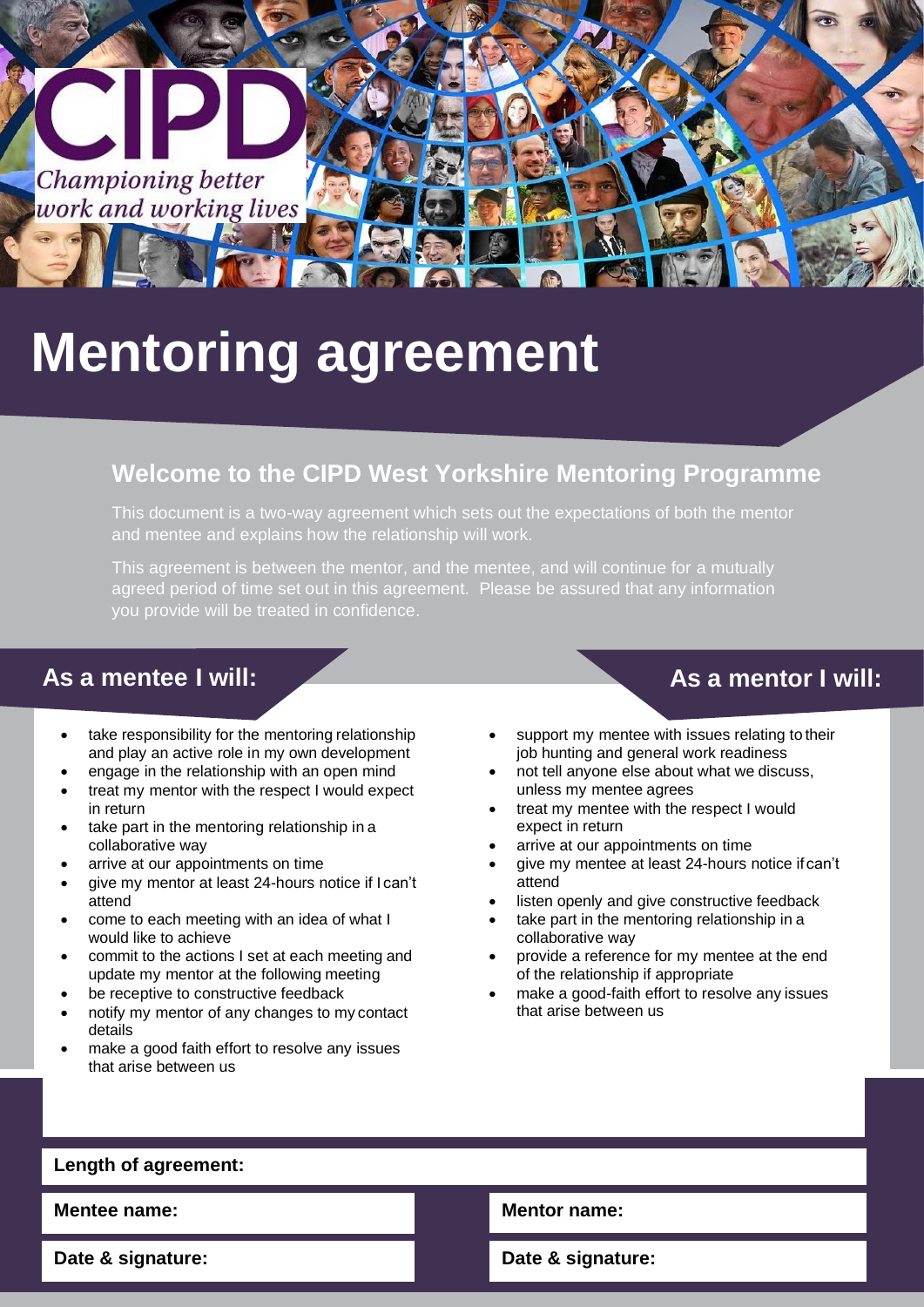CIPD

*Championing better work and working lives*

# Mentoring agreement

## Welcome to the CIPD West Yorkshire Mentoring Programme

This document is a two-way agreement which sets out the expectations of both the mentor and mentee and explains how the relationship will work.

This agreement is between the mentor, and the mentee, and will continue for a mutually agreed period of time set out in this agreement. Please be assured that any information you provide will be treated in confidence.

## As a mentee I will:

- take responsibility for the mentoring relationship and play an active role in my own development
- engage in the relationship with an open mind
- treat my mentor with the respect I would expect in return
- take part in the mentoring relationship in a collaborative way
- arrive at our appointments on time
- give my mentor at least 24-hours notice if I can't attend
- come to each meeting with an idea of what I would like to achieve
- commit to the actions I set at each meeting and update my mentor at the following meeting
- be receptive to constructive feedback
- notify my mentor of any changes to my contact details
- make a good faith effort to resolve any issues that arise between us

## As a mentor I will:

- support my mentee with issues relating to their job hunting and general work readiness
- not tell anyone else about what we discuss, unless my mentee agrees
- treat my mentee with the respect I would expect in return
- arrive at our appointments on time
- give my mentee at least 24-hours notice if can't attend
- listen openly and give constructive feedback
- take part in the mentoring relationship in a collaborative way
- provide a reference for my mentee at the end of the relationship if appropriate
- make a good-faith effort to resolve any issues that arise between us

**Length of agreement:**

**Mentee name:**

**Date & signature:**

**Mentor name:**

**Date & signature:**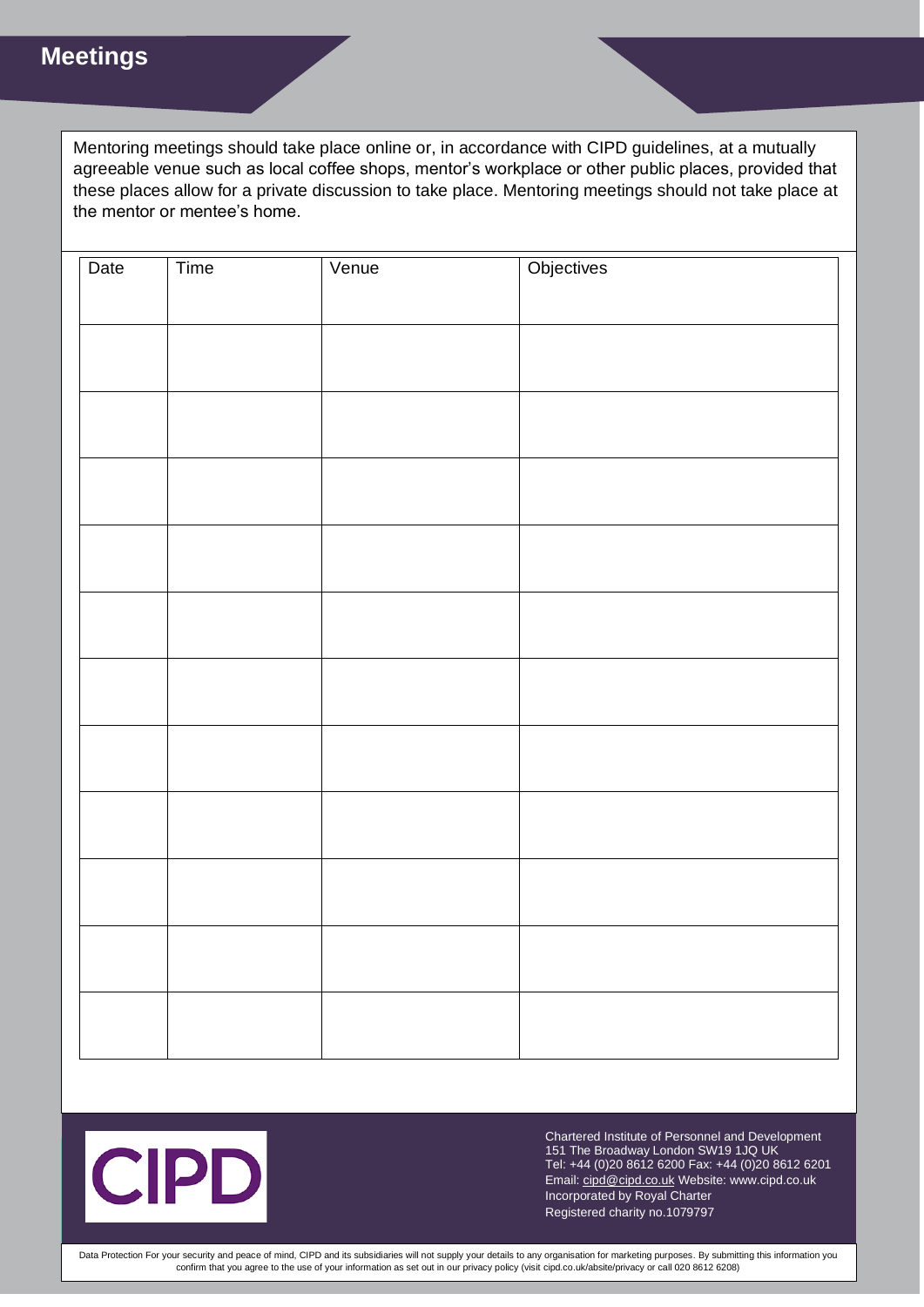# Meetings

Mentoring meetings should take place online or, in accordance with CIPD guidelines, at a mutually agreeable venue such as local coffee shops, mentor's workplace or other public places, provided that these places allow for a private discussion to take place. Mentoring meetings should not take place at the mentor or mentee's home.

| Date | Time | Venue | Objectives |
|---|---|---|---|
| | | | |
| | | | |
| | | | |
| | | | |
| | | | |
| | | | |
| | | | |
| | | | |
| | | | |
| | | | |
| | | | |

CIPD

Chartered Institute of Personnel and Development
151 The Broadway London SW19 1JQ UK
Tel: +44 (0)20 8612 6200 Fax: +44 (0)20 8612 6201
Email: cipd@cipd.co.uk Website: www.cipd.co.uk
Incorporated by Royal Charter
Registered charity no.1079797

Data Protection For your security and peace of mind, CIPD and its subsidiaries will not supply your details to any organisation for marketing purposes. By submitting this information you confirm that you agree to the use of your information as set out in our privacy policy (visit cipd.co.uk/absite/privacy or call 020 8612 6208)